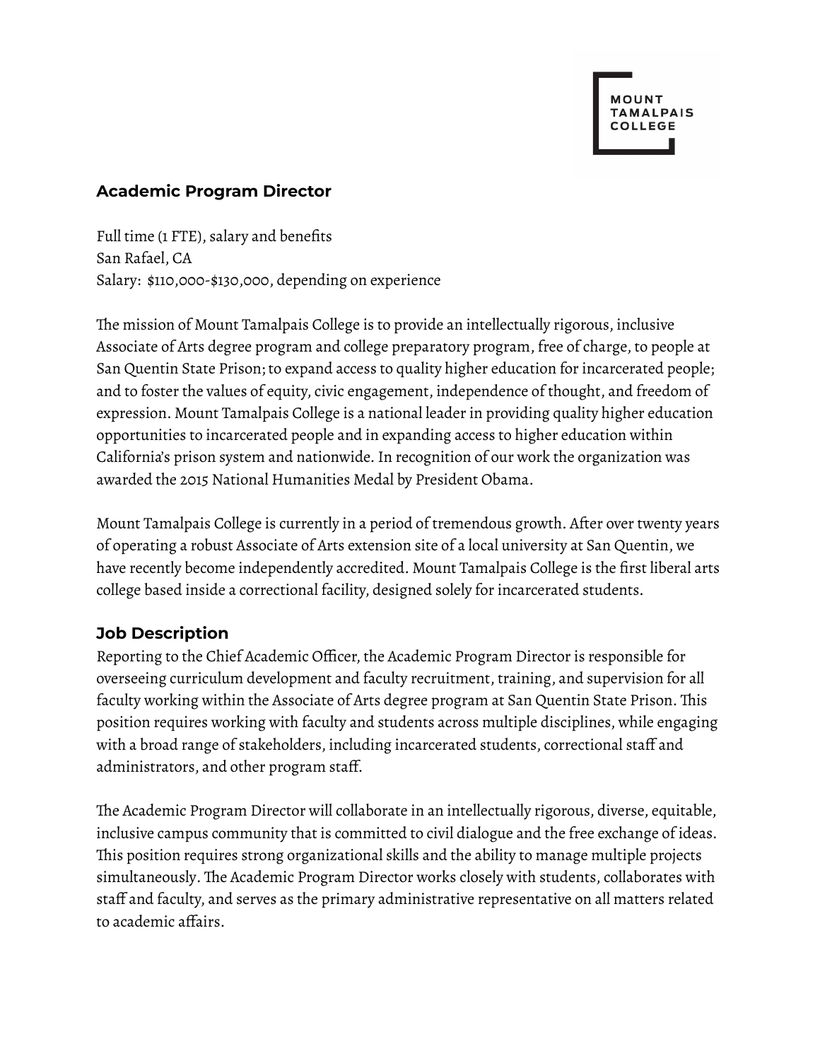MOUNT TAMALPAIS COLLEGE

## Academic Program Director

Full time (1 FTE), salary and benefits
San Rafael, CA
Salary: $110,000-$130,000, depending on experience

The mission of Mount Tamalpais College is to provide an intellectually rigorous, inclusive Associate of Arts degree program and college preparatory program, free of charge, to people at San Quentin State Prison; to expand access to quality higher education for incarcerated people; and to foster the values of equity, civic engagement, independence of thought, and freedom of expression. Mount Tamalpais College is a national leader in providing quality higher education opportunities to incarcerated people and in expanding access to higher education within California's prison system and nationwide. In recognition of our work the organization was awarded the 2015 National Humanities Medal by President Obama.

Mount Tamalpais College is currently in a period of tremendous growth. After over twenty years of operating a robust Associate of Arts extension site of a local university at San Quentin, we have recently become independently accredited. Mount Tamalpais College is the first liberal arts college based inside a correctional facility, designed solely for incarcerated students.

### Job Description

Reporting to the Chief Academic Officer, the Academic Program Director is responsible for overseeing curriculum development and faculty recruitment, training, and supervision for all faculty working within the Associate of Arts degree program at San Quentin State Prison. This position requires working with faculty and students across multiple disciplines, while engaging with a broad range of stakeholders, including incarcerated students, correctional staff and administrators, and other program staff.

The Academic Program Director will collaborate in an intellectually rigorous, diverse, equitable, inclusive campus community that is committed to civil dialogue and the free exchange of ideas. This position requires strong organizational skills and the ability to manage multiple projects simultaneously. The Academic Program Director works closely with students, collaborates with staff and faculty, and serves as the primary administrative representative on all matters related to academic affairs.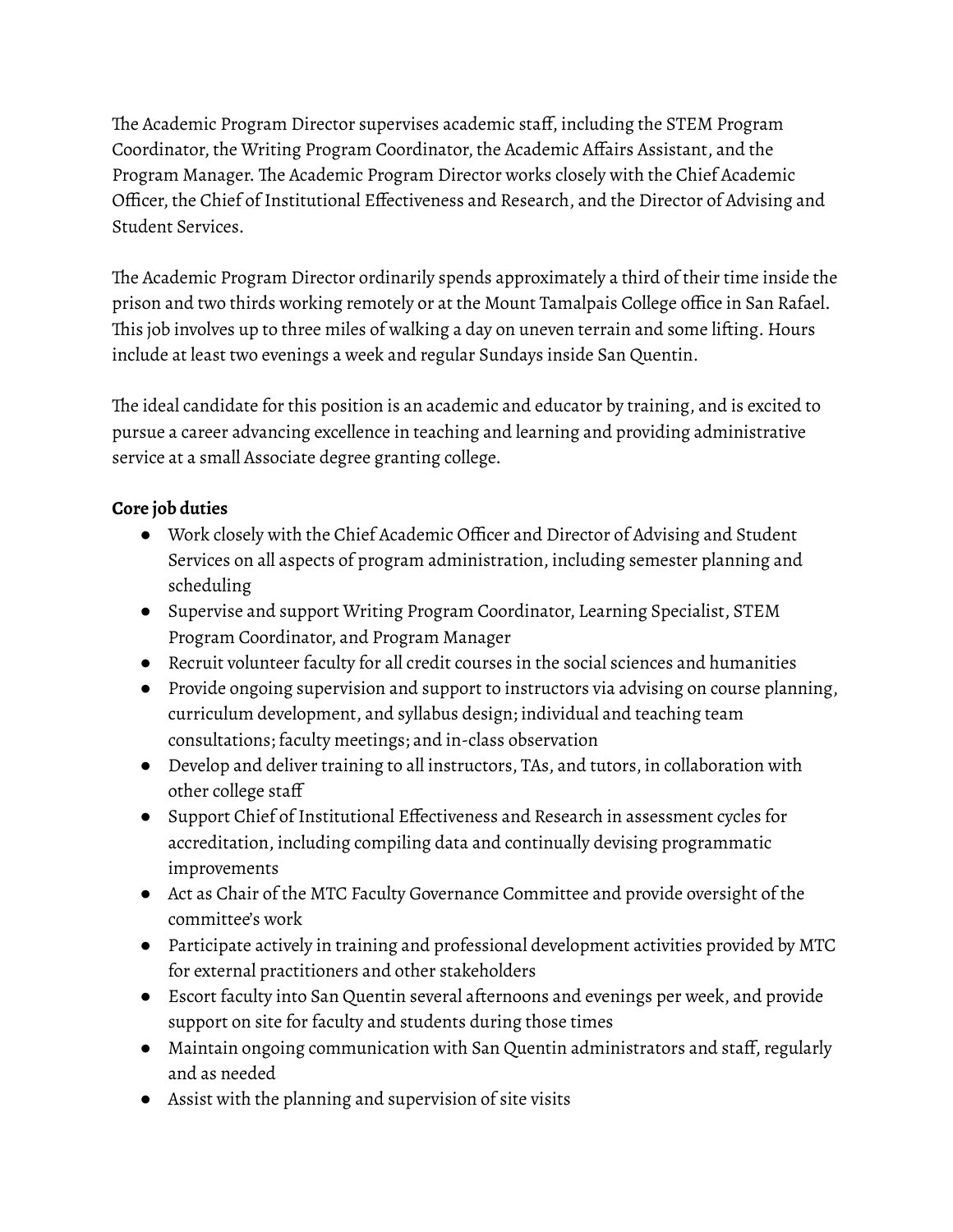The Academic Program Director supervises academic staff, including the STEM Program Coordinator, the Writing Program Coordinator, the Academic Affairs Assistant, and the Program Manager. The Academic Program Director works closely with the Chief Academic Officer, the Chief of Institutional Effectiveness and Research, and the Director of Advising and Student Services.

The Academic Program Director ordinarily spends approximately a third of their time inside the prison and two thirds working remotely or at the Mount Tamalpais College office in San Rafael. This job involves up to three miles of walking a day on uneven terrain and some lifting. Hours include at least two evenings a week and regular Sundays inside San Quentin.

The ideal candidate for this position is an academic and educator by training, and is excited to pursue a career advancing excellence in teaching and learning and providing administrative service at a small Associate degree granting college.

**Core job duties**

- Work closely with the Chief Academic Officer and Director of Advising and Student Services on all aspects of program administration, including semester planning and scheduling
- Supervise and support Writing Program Coordinator, Learning Specialist, STEM Program Coordinator, and Program Manager
- Recruit volunteer faculty for all credit courses in the social sciences and humanities
- Provide ongoing supervision and support to instructors via advising on course planning, curriculum development, and syllabus design; individual and teaching team consultations; faculty meetings; and in-class observation
- Develop and deliver training to all instructors, TAs, and tutors, in collaboration with other college staff
- Support Chief of Institutional Effectiveness and Research in assessment cycles for accreditation, including compiling data and continually devising programmatic improvements
- Act as Chair of the MTC Faculty Governance Committee and provide oversight of the committee's work
- Participate actively in training and professional development activities provided by MTC for external practitioners and other stakeholders
- Escort faculty into San Quentin several afternoons and evenings per week, and provide support on site for faculty and students during those times
- Maintain ongoing communication with San Quentin administrators and staff, regularly and as needed
- Assist with the planning and supervision of site visits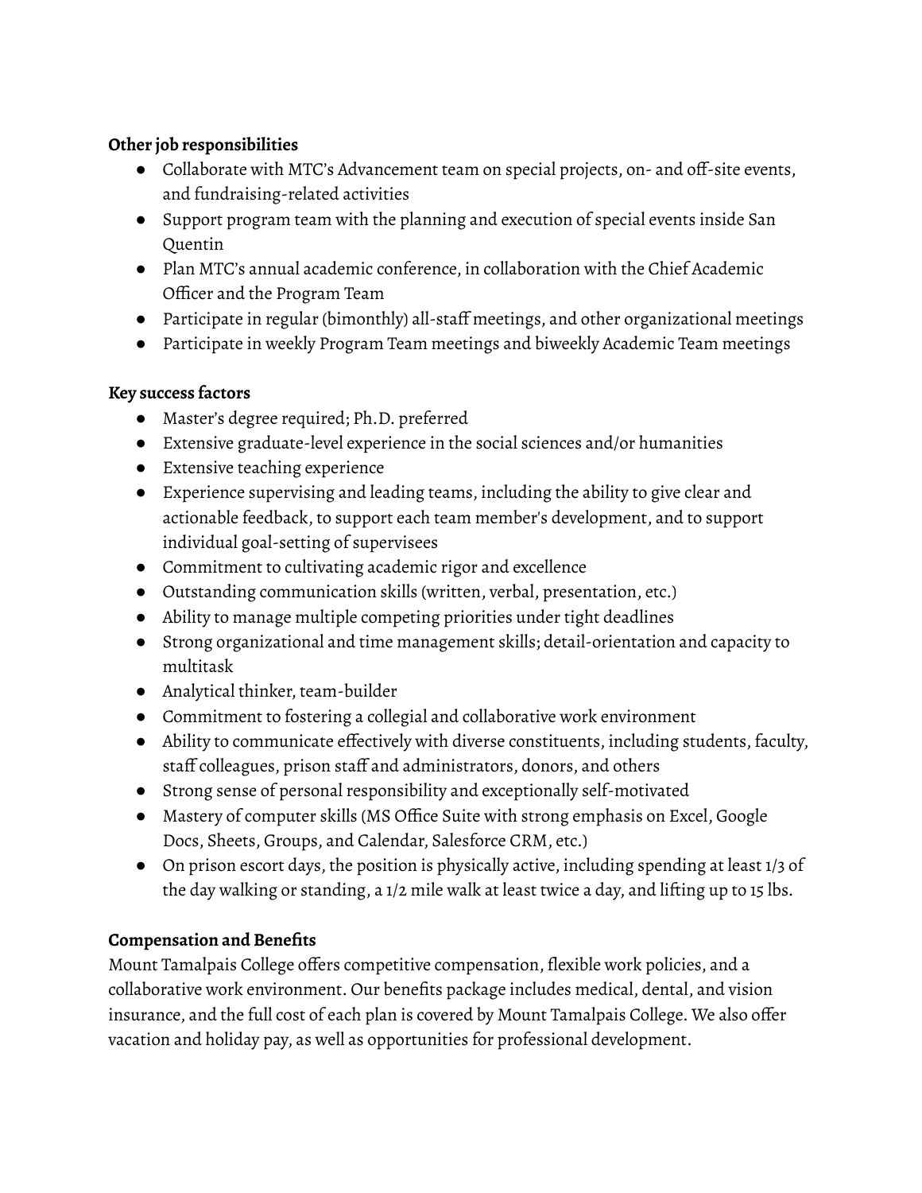**Other job responsibilities**

- Collaborate with MTC's Advancement team on special projects, on- and off-site events, and fundraising-related activities
- Support program team with the planning and execution of special events inside San Quentin
- Plan MTC's annual academic conference, in collaboration with the Chief Academic Officer and the Program Team
- Participate in regular (bimonthly) all-staff meetings, and other organizational meetings
- Participate in weekly Program Team meetings and biweekly Academic Team meetings

**Key success factors**

- Master's degree required; Ph.D. preferred
- Extensive graduate-level experience in the social sciences and/or humanities
- Extensive teaching experience
- Experience supervising and leading teams, including the ability to give clear and actionable feedback, to support each team member's development, and to support individual goal-setting of supervisees
- Commitment to cultivating academic rigor and excellence
- Outstanding communication skills (written, verbal, presentation, etc.)
- Ability to manage multiple competing priorities under tight deadlines
- Strong organizational and time management skills; detail-orientation and capacity to multitask
- Analytical thinker, team-builder
- Commitment to fostering a collegial and collaborative work environment
- Ability to communicate effectively with diverse constituents, including students, faculty, staff colleagues, prison staff and administrators, donors, and others
- Strong sense of personal responsibility and exceptionally self-motivated
- Mastery of computer skills (MS Office Suite with strong emphasis on Excel, Google Docs, Sheets, Groups, and Calendar, Salesforce CRM, etc.)
- On prison escort days, the position is physically active, including spending at least 1/3 of the day walking or standing, a 1/2 mile walk at least twice a day, and lifting up to 15 lbs.

**Compensation and Benefits**

Mount Tamalpais College offers competitive compensation, flexible work policies, and a collaborative work environment. Our benefits package includes medical, dental, and vision insurance, and the full cost of each plan is covered by Mount Tamalpais College. We also offer vacation and holiday pay, as well as opportunities for professional development.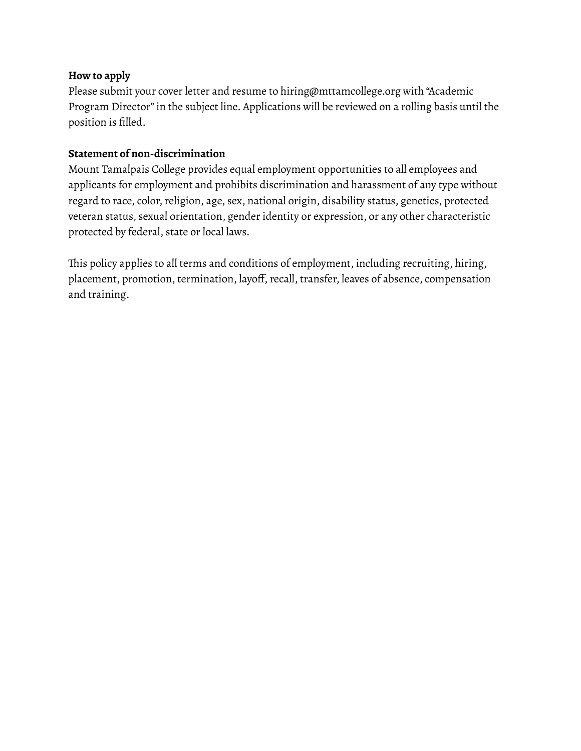**How to apply**

Please submit your cover letter and resume to hiring@mttamcollege.org with "Academic Program Director" in the subject line. Applications will be reviewed on a rolling basis until the position is filled.

**Statement of non-discrimination**

Mount Tamalpais College provides equal employment opportunities to all employees and applicants for employment and prohibits discrimination and harassment of any type without regard to race, color, religion, age, sex, national origin, disability status, genetics, protected veteran status, sexual orientation, gender identity or expression, or any other characteristic protected by federal, state or local laws.

This policy applies to all terms and conditions of employment, including recruiting, hiring, placement, promotion, termination, layoff, recall, transfer, leaves of absence, compensation and training.